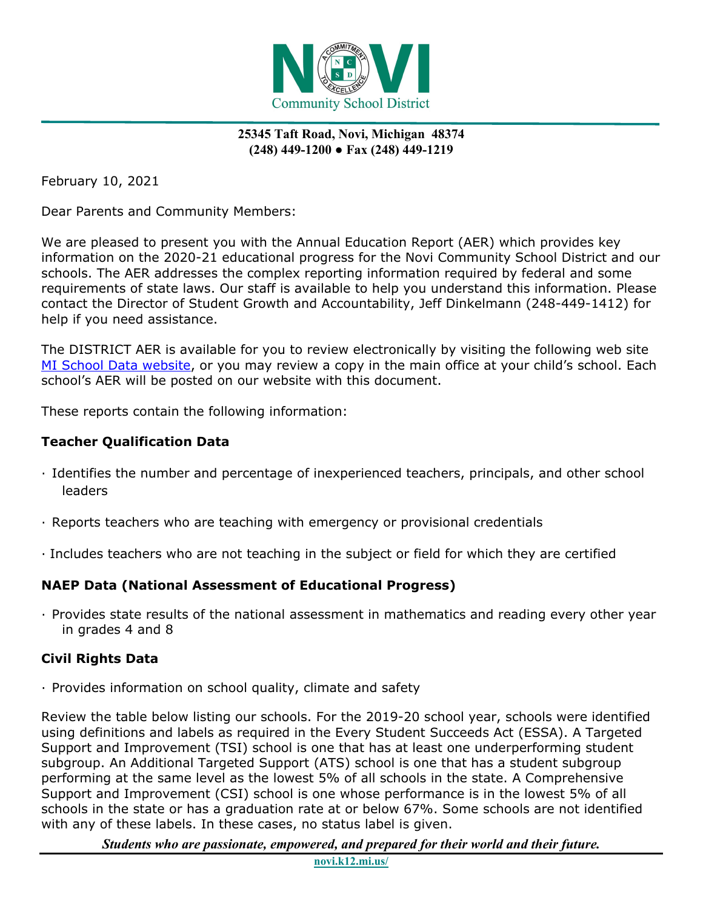# NOVI Community School District

**25345 Taft Road, Novi, Michigan 48374**
**(248) 449-1200 ● Fax (248) 449-1219**

February 10, 2021

Dear Parents and Community Members:

We are pleased to present you with the Annual Education Report (AER) which provides key information on the 2020-21 educational progress for the Novi Community School District and our schools. The AER addresses the complex reporting information required by federal and some requirements of state laws. Our staff is available to help you understand this information. Please contact the Director of Student Growth and Accountability, Jeff Dinkelmann (248-449-1412) for help if you need assistance.

The DISTRICT AER is available for you to review electronically by visiting the following web site MI School Data website, or you may review a copy in the main office at your child's school. Each school's AER will be posted on our website with this document.

These reports contain the following information:

**Teacher Qualification Data**

- Identifies the number and percentage of inexperienced teachers, principals, and other school leaders
- Reports teachers who are teaching with emergency or provisional credentials
- Includes teachers who are not teaching in the subject or field for which they are certified

**NAEP Data (National Assessment of Educational Progress)**

- Provides state results of the national assessment in mathematics and reading every other year in grades 4 and 8

**Civil Rights Data**

- Provides information on school quality, climate and safety

Review the table below listing our schools. For the 2019-20 school year, schools were identified using definitions and labels as required in the Every Student Succeeds Act (ESSA). A Targeted Support and Improvement (TSI) school is one that has at least one underperforming student subgroup. An Additional Targeted Support (ATS) school is one that has a student subgroup performing at the same level as the lowest 5% of all schools in the state. A Comprehensive Support and Improvement (CSI) school is one whose performance is in the lowest 5% of all schools in the state or has a graduation rate at or below 67%. Some schools are not identified with any of these labels. In these cases, no status label is given.

*Students who are passionate, empowered, and prepared for their world and their future.*

novi.k12.mi.us/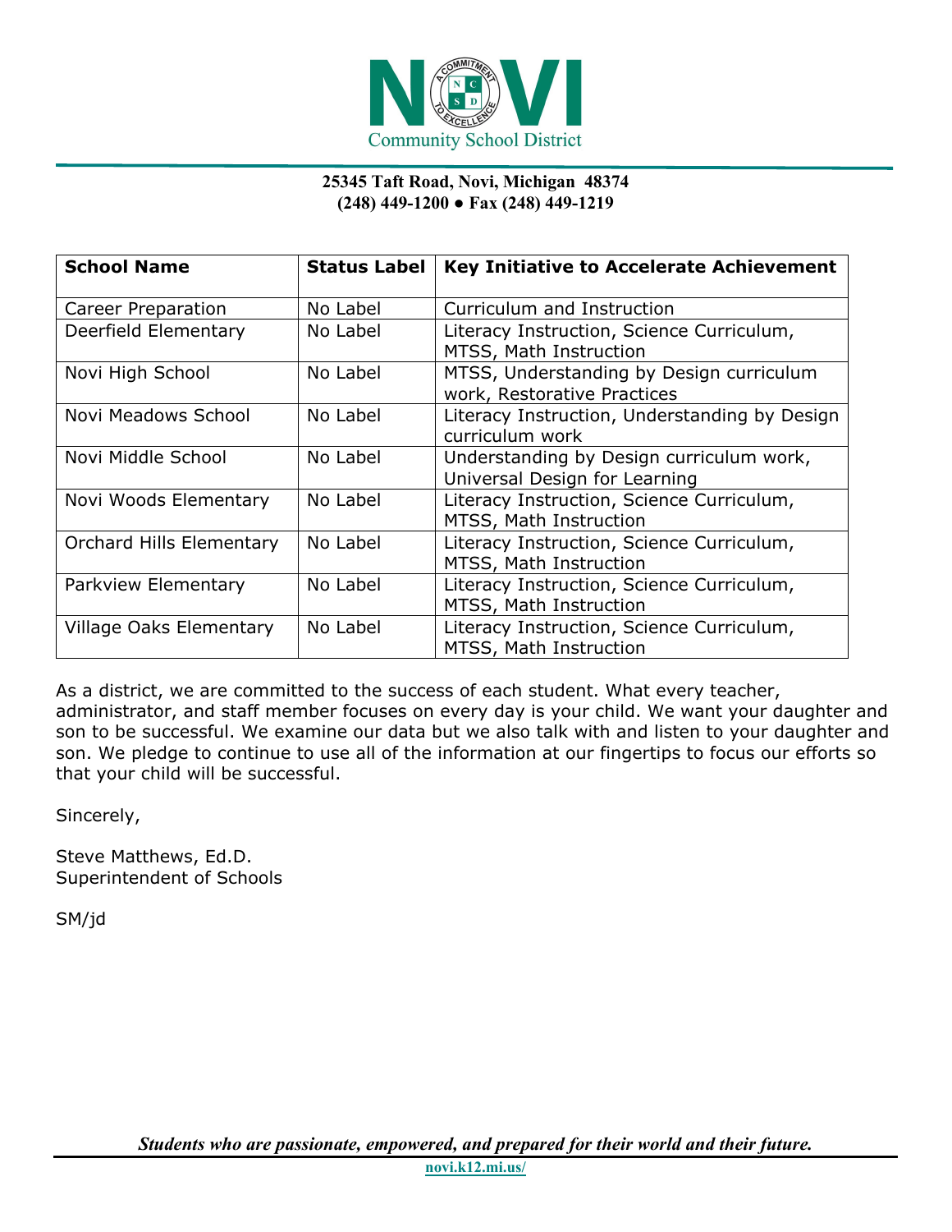Community School District

**25345 Taft Road, Novi, Michigan 48374**
**(248) 449-1200 ● Fax (248) 449-1219**

| School Name | Status Label | Key Initiative to Accelerate Achievement |
|---|---|---|
| Career Preparation | No Label | Curriculum and Instruction |
| Deerfield Elementary | No Label | Literacy Instruction, Science Curriculum, MTSS, Math Instruction |
| Novi High School | No Label | MTSS, Understanding by Design curriculum work, Restorative Practices |
| Novi Meadows School | No Label | Literacy Instruction, Understanding by Design curriculum work |
| Novi Middle School | No Label | Understanding by Design curriculum work, Universal Design for Learning |
| Novi Woods Elementary | No Label | Literacy Instruction, Science Curriculum, MTSS, Math Instruction |
| Orchard Hills Elementary | No Label | Literacy Instruction, Science Curriculum, MTSS, Math Instruction |
| Parkview Elementary | No Label | Literacy Instruction, Science Curriculum, MTSS, Math Instruction |
| Village Oaks Elementary | No Label | Literacy Instruction, Science Curriculum, MTSS, Math Instruction |

As a district, we are committed to the success of each student. What every teacher, administrator, and staff member focuses on every day is your child. We want your daughter and son to be successful. We examine our data but we also talk with and listen to your daughter and son. We pledge to continue to use all of the information at our fingertips to focus our efforts so that your child will be successful.

Sincerely,

Steve Matthews, Ed.D.
Superintendent of Schools

SM/jd

*Students who are passionate, empowered, and prepared for their world and their future.*

novi.k12.mi.us/